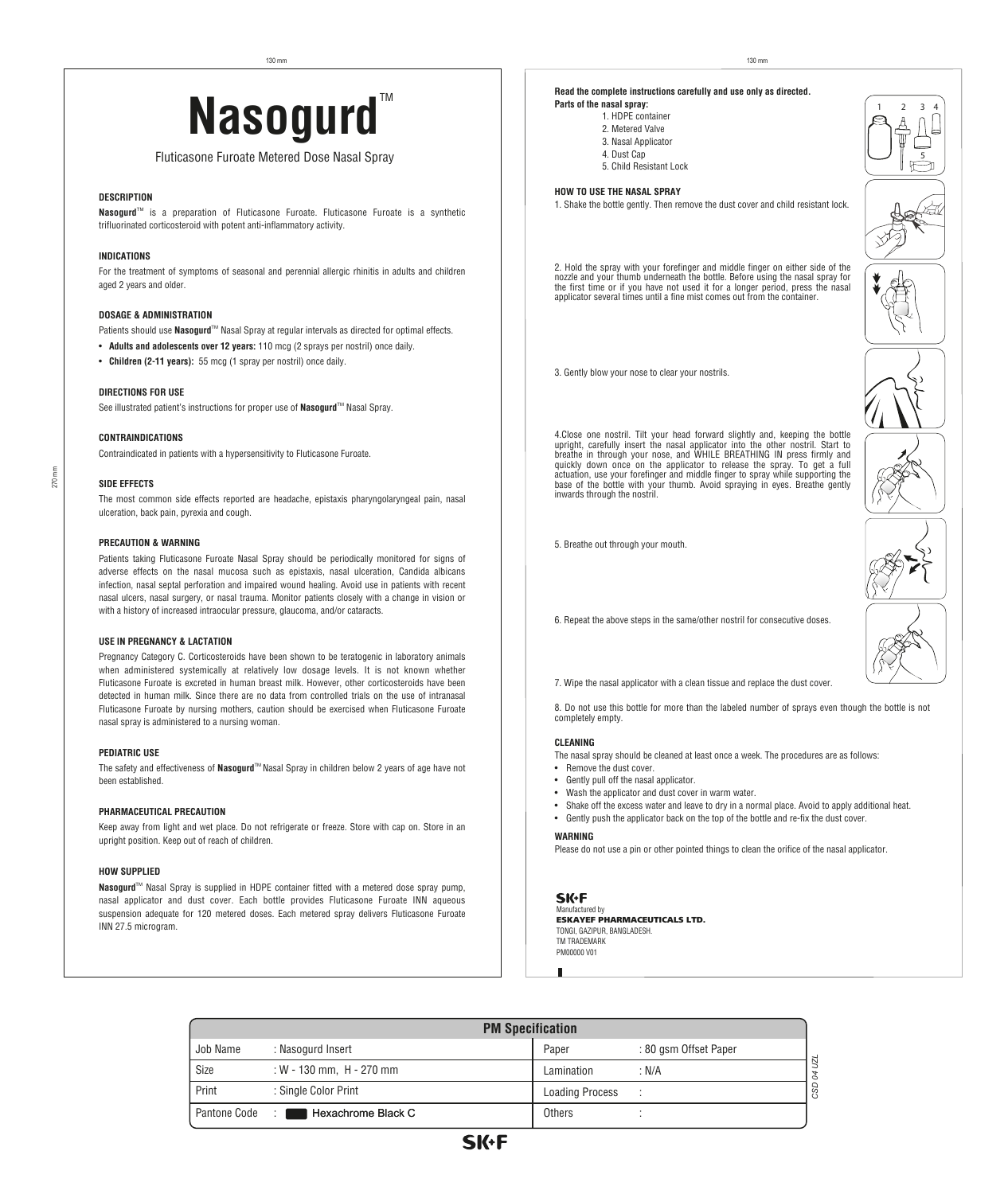# Nasogurd™

Fluticasone Furoate Metered Dose Nasal Spray

### DESCRIPTION

**Nasogurd**™ is a preparation of Fluticasone Furoate. Fluticasone Furoate is a synthetic trifluorinated corticosteroid with potent anti-inflammatory activity.

### INDICATIONS

For the treatment of symptoms of seasonal and perennial allergic rhinitis in adults and children aged 2 years and older.

### DOSAGE & ADMINISTRATION

Patients should use **Nasogurd**™ Nasal Spray at regular intervals as directed for optimal effects.

- **Adults and adolescents over 12 years:** 110 mcg (2 sprays per nostril) once daily.
- **Children (2-11 years):** 55 mcg (1 spray per nostril) once daily.

### DIRECTIONS FOR USE

See illustrated patient's instructions for proper use of **Nasogurd**™ Nasal Spray.

### CONTRAINDICATIONS

Contraindicated in patients with a hypersensitivity to Fluticasone Furoate.

### SIDE EFFECTS

The most common side effects reported are headache, epistaxis pharyngolaryngeal pain, nasal ulceration, back pain, pyrexia and cough.

### PRECAUTION & WARNING

Patients taking Fluticasone Furoate Nasal Spray should be periodically monitored for signs of adverse effects on the nasal mucosa such as epistaxis, nasal ulceration, Candida albicans infection, nasal septal perforation and impaired wound healing. Avoid use in patients with recent nasal ulcers, nasal surgery, or nasal trauma. Monitor patients closely with a change in vision or with a history of increased intraocular pressure, glaucoma, and/or cataracts.

### USE IN PREGNANCY & LACTATION

Pregnancy Category C. Corticosteroids have been shown to be teratogenic in laboratory animals when administered systemically at relatively low dosage levels. It is not known whether Fluticasone Furoate is excreted in human breast milk. However, other corticosteroids have been detected in human milk. Since there are no data from controlled trials on the use of intranasal Fluticasone Furoate by nursing mothers, caution should be exercised when Fluticasone Furoate nasal spray is administered to a nursing woman.

### PEDIATRIC USE

The safety and effectiveness of **Nasogurd**™ Nasal Spray in children below 2 years of age have not been established.

### PHARMACEUTICAL PRECAUTION

Keep away from light and wet place. Do not refrigerate or freeze. Store with cap on. Store in an upright position. Keep out of reach of children.

### HOW SUPPLIED

**Nasogurd**™ Nasal Spray is supplied in HDPE container fitted with a metered dose spray pump, nasal applicator and dust cover. Each bottle provides Fluticasone Furoate INN aqueous suspension adequate for 120 metered doses. Each metered spray delivers Fluticasone Furoate INN 27.5 microgram.

**Read the complete instructions carefully and use only as directed.**

**Parts of the nasal spray:**

1. HDPE container
2. Metered Valve
3. Nasal Applicator
4. Dust Cap
5. Child Resistant Lock

### HOW TO USE THE NASAL SPRAY

1. Shake the bottle gently. Then remove the dust cover and child resistant lock.

2. Hold the spray with your forefinger and middle finger on either side of the nozzle and your thumb underneath the bottle. Before using the nasal spray for the first time or if you have not used it for a longer period, press the nasal applicator several times until a fine mist comes out from the container.

3. Gently blow your nose to clear your nostrils.

4. Close one nostril. Tilt your head forward slightly and, keeping the bottle upright, carefully insert the nasal applicator into the other nostril. Start to breathe in through your nose, and WHILE BREATHING IN press firmly and quickly down once on the applicator to release the spray. To get a full actuation, use your forefinger and middle finger to spray while supporting the base of the bottle with your thumb. Avoid spraying in eyes. Breathe gently inwards through the nostril.

5. Breathe out through your mouth.

6. Repeat the above steps in the same/other nostril for consecutive doses.

7. Wipe the nasal applicator with a clean tissue and replace the dust cover.

8. Do not use this bottle for more than the labeled number of sprays even though the bottle is not completely empty.

### CLEANING

The nasal spray should be cleaned at least once a week. The procedures are as follows:

- Remove the dust cover.
- Gently pull off the nasal applicator.
- Wash the applicator and dust cover in warm water.
- Shake off the excess water and leave to dry in a normal place. Avoid to apply additional heat.
- Gently push the applicator back on the top of the bottle and re-fix the dust cover.

### WARNING

Please do not use a pin or other pointed things to clean the orifice of the nasal applicator.

SK+F
Manufactured by
**ESKAYEF PHARMACEUTICALS LTD.**
TONGI, GAZIPUR, BANGLADESH.
TM TRADEMARK
PM00000 V01

| PM Specification | | | |
|---|---|---|---|
| Job Name | : Nasogurd Insert | Paper | : 80 gsm Offset Paper |
| Size | : W - 130 mm, H - 270 mm | Lamination | : N/A |
| Print | : Single Color Print | Loading Process | : |
| Pantone Code | : Hexachrome Black C | Others | : |

CSD 04 UZL

SK+F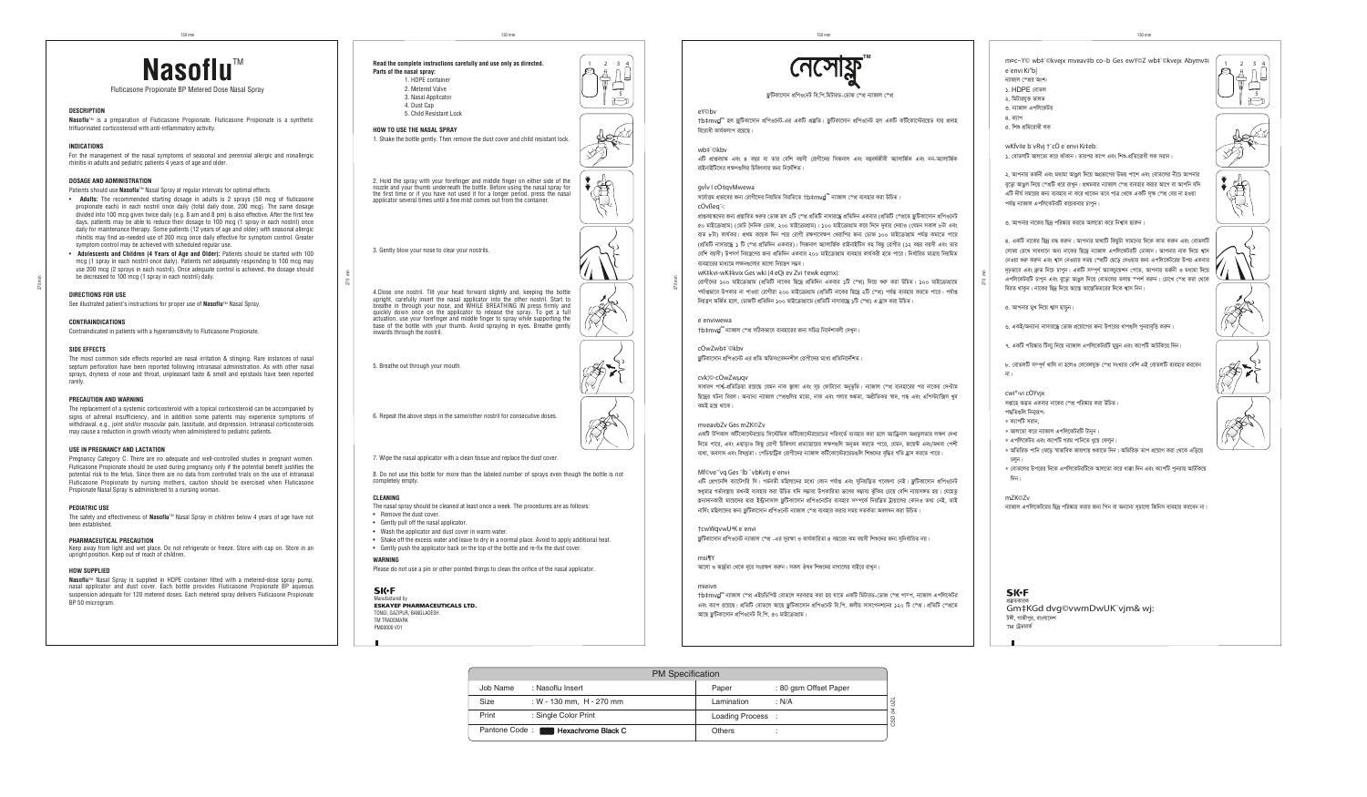# Nasoflu™

Fluticasone Propionate BP Metered Dose Nasal Spray

## DESCRIPTION

**Nasoflu**™ is a preparation of Fluticasone Propionate. Fluticasone Propionate is a synthetic trifluorinated corticosteroid with anti-inflammatory activity.

## INDICATIONS

For the management of the nasal symptoms of seasonal and perennial allergic and nonallergic rhinitis in adults and pediatric patients 4 years of age and older.

## DOSAGE AND ADMINISTRATION

Patients should use **Nasoflu**™ Nasal Spray at regular intervals for optimal effects.

- **Adults:** The recommended starting dosage in adults is 2 sprays (50 mcg of fluticasone propionate each) in each nostril once daily (total daily dose, 200 mcg). The same dosage divided into 100 mcg given twice daily (e.g. 8 am and 8 pm) is also effective. After the first few days, patients may be able to reduce their dosage to 100 mcg (1 spray in each nostril) once daily for maintenance therapy. Some patients (12 years of age and older) with seasonal allergic rhinitis may find as-needed use of 200 mcg once daily effective for symptom control. Greater symptom control may be achieved with scheduled regular use.
- **Adolescents and Children (4 Years of Age and Older):** Patients should be started with 100 mcg (1 spray in each nostril once daily). Patients not adequately responding to 100 mcg may use 200 mcg (2 sprays in each nostril). Once adequate control is achieved, the dosage should be decreased to 100 mcg (1 spray in each nostril) daily.

## DIRECTIONS FOR USE

See illustrated patient's instructions for proper use of **Nasoflu**™ Nasal Spray.

## CONTRAINDICATIONS

Contraindicated in patients with a hypersensitivity to Fluticasone Propionate.

## SIDE EFFECTS

The most common side effects reported are nasal irritation & stinging. Rare instances of nasal septum perforation have been reported following intranasal administration. As with other nasal sprays, dryness of nose and throat, unpleasant taste & smell and epistaxis have been reported rarely.

## PRECAUTION AND WARNING

The replacement of a systemic corticosteroid with a topical corticosteroid can be accompanied by signs of adrenal insufficiency, and in addition some patients may experience symptoms of withdrawal, e.g., joint and/or muscular pain, lassitude, and depression. Intranasal corticosteroids may cause a reduction in growth velocity when administered to pediatric patients.

## USE IN PREGNANCY AND LACTATION

Pregnancy Category C: There are no adequate and well-controlled studies in pregnant women. Fluticasone Propionate should be used during pregnancy only if the potential benefit justifies the potential risk to the fetus. Since there are no data from controlled trials on the use of intranasal Fluticasone Propionate by nursing mothers, caution should be exercised when Fluticasone Propionate Nasal Spray is administered to a nursing woman.

## PEDIATRIC USE

The safety and effectiveness of **Nasoflu**™ Nasal Spray in children below 4 years of age have not been established.

## PHARMACEUTICAL PRECAUTION

Keep away from light and wet place. Do not refrigerate or freeze. Store with cap on. Store in an upright position. Keep out of reach of children.

## HOW SUPPLIED

**Nasoflu**™ Nasal Spray is supplied in HDPE container fitted with a metered-dose spray pump, nasal applicator and dust cover. Each bottle provides Fluticasone Propionate BP aqueous suspension adequate for 120 metered doses. Each metered spray delivers Fluticasone Propionate BP 50 microgram.

---

**Read the complete instructions carefully and use only as directed.**

**Parts of the nasal spray:**

1. HDPE container
2. Metered Valve
3. Nasal Applicator
4. Dust Cap
5. Child Resistant Lock

**HOW TO USE THE NASAL SPRAY**

1. Shake the bottle gently. Then remove the dust cover and child resistant lock.

2. Hold the spray with your forefinger and middle finger on either side of the nozzle and your thumb underneath the bottle. Before using the nasal spray for the first time or if you have not used it for a longer period, press the nasal applicator several times until a fine mist comes out from the container.

3. Gently blow your nose to clear your nostrils.

4. Close one nostril. Tilt your head forward slightly and, keeping the bottle upright, carefully insert the nasal applicator into the other nostril. Start to breathe in through your nose, and WHILE BREATHING IN press firmly and quickly down once on the applicator to release the spray. To get a full actuation, use your forefinger and middle finger to spray while supporting the base of the bottle with your thumb. Avoid spraying in eyes. Breathe gently inwards through the nostril.

5. Breathe out through your mouth.

6. Repeat the above steps in the same/other nostril for consecutive doses.

7. Wipe the nasal applicator with a clean tissue and replace the dust cover.

8. Do not use this bottle for more than the labeled number of sprays even though the bottle is not completely empty.

**CLEANING**

The nasal spray should be cleaned at least once a week. The procedures are as follows:

- Remove the dust cover.
- Gently pull off the nasal applicator.
- Wash the applicator and dust cover in warm water.
- Shake off the excess water and leave to dry in a normal place. Avoid to apply additional heat.
- Gently push the applicator back on the top of the bottle and re-fix the dust cover.

**WARNING**

Please do not use a pin or other pointed things to clean the orifice of the nasal applicator.

SK+F
Manufactured by
**ESKAYEF PHARMACEUTICALS LTD.**
TONGI, GAZIPUR, BANGLADESH.
TM TRADEMARK
PM00000 V01

---

# নেসোফ্লু™

ফ্লুটিকাসোন প্রপিওনেট বি.পি. মিটার্ড-ডোজ ন্যাজাল স্প্রে

## eY©bv

†b‡mvd¬y™ হলো ফ্লুটিকাসোন প্রপিওনেট-এর একটি প্রস্তুতি। ফ্লুটিকাসোন প্রপিওনেট হলো একটি কর্টিকোস্টেরয়েড যার প্রদাহ বিরোধী কার্যকারিতা রয়েছে।

## wb‡`©kbv

এটি প্রাপ্তবয়স্ক এবং ৪ বছর বা তার বেশি বয়সী রোগীদের সিজনাল এবং বর্ষব্যাপী অ্যালার্জিক এবং নন-অ্যালার্জিক রাইনাইটিসের লক্ষণসমূহের চিকিৎসার জন্য নির্দেশিত।

## gvÎv I cÖ‡qvMwewa

সর্বোত্তম প্রভাবের জন্য রোগীদের নিয়মিত বিরতিতে †b‡mvd¬y™ ন্যাজাল স্প্রে ব্যবহার করা উচিত।

**cÖvßeq¯‹:**
প্রাপ্তবয়স্কদের জন্য প্রস্তাবিত শুরুর ডোজ হল ২টি স্প্রে প্রতিটি নাসারন্ধ্রে প্রতিদিন একবার (প্রতিটি স্প্রেতে ফ্লুটিকাসোন প্রপিওনেট ৫০ মাইক্রোগ্রাম) (মোট দৈনিক ডোজ, ২০০ মাইক্রোগ্রাম)। ১০০ মাইক্রোগ্রাম করে দিনে দুবার দেয়া (যেমন সকাল ৮টা এবং রাত ৮টা) কার্যকর। প্রথম কয়েক দিন পরে রোগী রক্ষণাবেক্ষণ থেরাপির জন্য ডোজ ১০০ মাইক্রোগ্রাম পর্যন্ত কমাতে পারে (প্রতিটি নাসারন্ধ্রে ১টি স্প্রে প্রতিদিন একবার)। সিজনাল অ্যালার্জিক রাইনাইটিস যুক্ত কিছু রোগীর (১২ বছর বয়সী এবং তার বেশি বয়সী) উপসর্গ নিয়ন্ত্রণের জন্য প্রতিদিন একবার ২০০ মাইক্রোগ্রাম ব্যবহার কার্যকরী হতে পারে। নির্ধারিত মাত্রায় নিয়মিত ব্যবহারের মাধ্যমে লক্ষণগুলোর ভালো নিয়ন্ত্রণ সম্ভব।

**wK‡kvi-wK‡kvix Ges wkï (4 eQi ev Zvi †ewk eqmx):**
রোগীদের ১০০ মাইক্রোগ্রাম (প্রতিটি নাকের ছিদ্রে প্রতিদিন একবার ১টি স্প্রে) দিয়ে শুরু করা উচিত। ১০০ মাইক্রোগ্রামে পর্যাপ্তভাবে উপকার না পাওয়া রোগীরা ২০০ মাইক্রোগ্রাম (প্রতিটি নাকের ছিদ্রে ২টি স্প্রে) পর্যন্ত ব্যবহার করতে পারে। পর্যাপ্ত নিয়ন্ত্রণ অর্জিত হলে, ডোজটি প্রতিদিন ১০০ মাইক্রোগ্রাম (প্রতিটি নাসারন্ধ্রে ১টি স্প্রে) এ হ্রাস করা উচিত।

## e¨enviwewa

†b‡mvd¬y™ ন্যাজাল স্প্রে সঠিকভাবে ব্যবহারের জন্য সচিত্র নির্দেশাবলী দেখুন।

## cÖwZwb‡`©kbv

ফ্লুটিকাসোন প্রপিওনেট এর প্রতি অতিসংবেদনশীল রোগীদের মধ্যে প্রতিনির্দেশিত।

## cvk¦©-cÖwZwµqv

সাধারণ পার্শ্ব-প্রতিক্রিয়া রয়েছে যেমন নাকে জ্বালা এবং সূচ ফোটানো অনুভূতি। ন্যাজাল স্প্রে ব্যবহারের পর নাকের সেপটাম ছিদ্রের ঘটনা বিরল। অন্যান্য ন্যাজাল স্প্রেগুলির মতো, নাক এবং গলার শুষ্কতা, অপ্রীতিকর স্বাদ, গন্ধ এবং এপিস্ট্যাক্সিস খুব কমই হয়ে থাকে।

## mveavbZv Ges mZK©Zv

একটি টপিক্যাল কর্টিকোস্টেরয়েড সিস্টেমিক কর্টিকোস্টেরয়েডের পরিবর্তে ব্যবহার করা হলে অ্যাড্রিনাল অপর্যাপ্ততার লক্ষণ দেখা দিতে পারে, এবং এছাড়াও কিছু রোগী উইথড্রয়াল প্রত্যাহারের লক্ষণগুলি অনুভব করতে পারে, যেমন, জয়েন্ট এবং/অথবা পেশী ব্যথা, অবসাদ এবং বিষণ্ণতা। পেডিয়াট্রিক রোগীদের ন্যাজাল কর্টিকোস্টেরয়েডগুলি শিশুদের বৃদ্ধির গতি হ্রাস করতে পারে।

## Mf©ve¯'vq Ges ¯Íb¨`vbKv‡j e¨envi

এটি প্রেগন্যান্সি ক্যাটাগরি সি। গর্ভবতী মহিলাদের মধ্যে কোন পর্যাপ্ত এবং সুনিয়ন্ত্রিত গবেষণা নেই। ফ্লুটিকাসোন প্রপিওনেট শুধুমাত্র গর্ভাবস্থায় তখনই ব্যবহার করা উচিত যদি সম্ভাব্য উপকারিতা ভ্রূণের সম্ভাব্য ঝুঁকির চেয়ে বেশি ন্যায্যতা হয়। যেহেতু স্তন্যদানকারী মায়েদের দ্বারা ইন্ট্রানাসাল ফ্লুটিকাসোন প্রপিওনেটের ব্যবহার সম্পর্কে নিয়ন্ত্রিত ট্রায়ালের কোনো তথ্য নেই, তাই নার্সিং মহিলাদের জন্য ফ্লুটিকাসোন প্রপিওনেট ন্যাজাল স্প্রে ব্যবহার করার সময় সতর্কতা অবলম্বন করা উচিত।

## †cwWqvwUªK e¨envi

ফ্লুটিকাসোন প্রপিওনেট ন্যাজাল স্প্রে-এর সুরক্ষা ও কার্যকারিতা ৪ বছরের কম বয়সী শিশুদের জন্য প্রতিষ্ঠিত নয়।

## msiÿY

আলো ও আর্দ্রতা থেকে দূরে সংরক্ষণ করুন। সকল ঔষধ শিশুদের নাগালের বাইরে রাখুন।

## mieivn

†b‡mvd¬y™ ন্যাজাল স্প্রে এইচডিপিই বোতলে সরবরাহ করা হয় যাতে একটি মিটার্ড-ডোজ স্প্রে পাম্প, ন্যাজাল এপ্লিকেটর এবং ডাস্ট কভার রয়েছে। প্রতিটি বোতলে আছে ফ্লুটিকাসোন প্রপিওনেট বি.পি. জলীয় সাসপেনশনের ১২০ টি স্প্রে। প্রতিটি স্প্রেতে আছে ফ্লুটিকাসোন প্রপিওনেট বি.পি. ৫০ মাইক্রোগ্রাম।

---

m¤ú~Y© wb‡`©kvejx mveav‡b co–b Ges ïay wb‡`©kvejx Abyhvqx e¨envi Ki“b|

ন্যাজাল স্প্রের অংশ:

১. HDPE বোতল
২. মিটারযুক্ত ভালভ
৩. ন্যাজাল এপ্লিকেটর
৪. ক্যাপ
৫. শিশু প্রতিরোধী লক

**wKfv‡e b¨vRvj †¯cÖ e¨envi Ki‡eb:**

১. বোতলটি আলতো করে ঝাঁকান। তারপর ক্যাপ এবং শিশু-প্রতিরোধী লক সরান।

২. আপনার তর্জনী এবং মধ্যমা আঙুল দিয়ে অগ্রভাগের উভয় পাশে এবং বোতলের নীচে আপনার বুড়ো আঙুল দিয়ে স্প্রেটি ধরে রাখুন। প্রথমবার ন্যাজাল স্প্রে ব্যবহার করার আগে বা আপনি যদি এটি দীর্ঘ সময়ের জন্য ব্যবহার না করে থাকেন তবে পাত্র থেকে একটি সূক্ষ্ম স্প্রে বের না হওয়া পর্যন্ত ন্যাজাল এপ্লিকেটরটি কয়েকবার চাপুন।

৩. আপনার নাকের ছিদ্র পরিষ্কার করতে আলতো করে নিঃশ্বাস ছাড়ুন।

৪. একটি নাকের ছিদ্র বন্ধ করুন। আপনার মাথাটি কিছুটা সামনের দিকে কাত করুন এবং বোতলটি সোজা রেখে সাবধানে অন্য নাকের ছিদ্রে ন্যাজাল এপ্লিকেটরটি ঢোকান। আপনার নাক দিয়ে শ্বাস নেওয়া শুরু করুন এবং শ্বাস নেওয়ার সময় স্প্রেটি ছেড়ে দেওয়ার জন্য এপ্লিকেটরের উপর একবার দৃঢ়ভাবে এবং দ্রুত নিচে চাপুন। একটি সম্পূর্ণ অ্যাকচুয়েশন পেতে, আপনার তর্জনী ও মধ্যমা দিয়ে এপ্লিকেটরটি চাপুন এবং বুড়ো আঙুল দিয়ে বোতলের তলায় স্পর্শ করুন। চোখে স্প্রে করা থেকে বিরত থাকুন। নাকের ছিদ্র দিয়ে আস্তে আস্তে ভিতরের দিকে শ্বাস নিন।

৫. আপনার মুখ দিয়ে শ্বাস ছাড়ুন।

৬. একই/অন্যান্য নাসারন্ধ্রে ডোজ প্রয়োগের জন্য উপরের ধাপগুলি পুনরাবৃত্তি করুন।

৭. একটি পরিষ্কার টিস্যু দিয়ে ন্যাজাল এপ্লিকেটরটি মুছুন এবং ক্যাপটি আটকিয়ে দিন।

৮. বোতলটি সম্পূর্ণ খালি না হলেও লেবেলযুক্ত স্প্রে সংখ্যার বেশি এই বোতলটি ব্যবহার করবেন না।

**cwi®‹vi cÖYvjx**

সপ্তাহে অন্তত একবার নাকের স্প্রে পরিষ্কার করা উচিত।
পদ্ধতিগুলি নিম্নরূপ:

- ক্যাপটি সরান,
- আলতো করে ন্যাজাল এপ্লিকেটরটি টানুন।
- এপ্লিকেটর এবং ক্যাপটি গরম পানিতে ধুয়ে ফেলুন।
- অতিরিক্ত পানি ঝেড়ে স্বাভাবিক জায়গায় শুকাতে দিন। অতিরিক্ত তাপ প্রয়োগ করা থেকে এড়িয়ে চলুন।
- বোতলের উপরের দিকে এপ্লিকেটরটিকে আলতো করে ধাক্কা দিন এবং ক্যাপটি পুনরায় আটকিয়ে দিন।

**mZK©Zv**

ন্যাজাল এপ্লিকেটরের ছিদ্র পরিষ্কার করার জন্য পিন বা অন্যান্য সূচালো জিনিস ব্যবহার করবেন না।

SK+F
প্রস্তুতকারক
Gm‡KGd dvg©vwmDwUK¨vjm& wj:
টঙ্গী, গাজীপুর, বাংলাদেশ
TM ট্রেডমার্ক

---

| PM Specification | | | |
|---|---|---|---|
| Job Name | : Nasoflu Insert | Paper | : 80 gsm Offset Paper |
| Size | : W - 130 mm, H - 270 mm | Lamination | : N/A |
| Print | : Single Color Print | Loading Process | : |
| Pantone Code : | Hexachrome Black C | Others | : |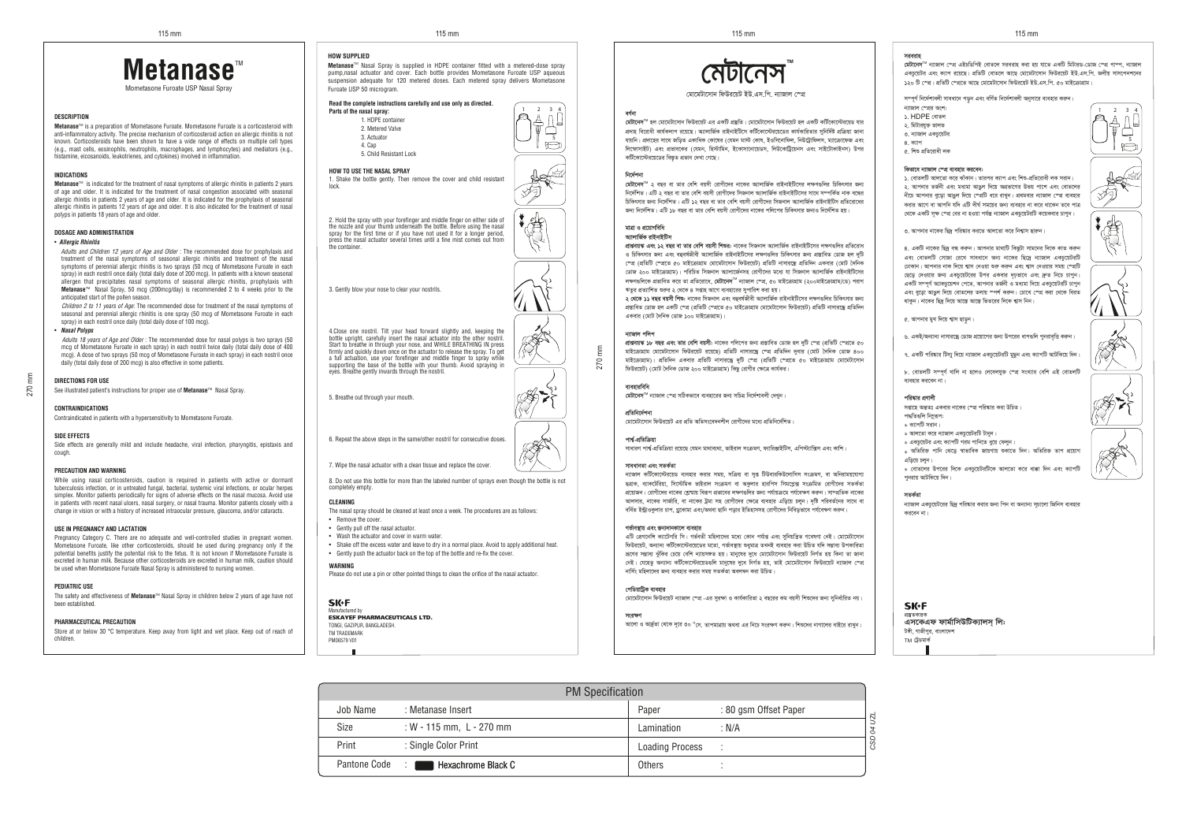# Metanase™

Mometasone Furoate USP Nasal Spray

## DESCRIPTION

**Metanase**™ is a preparation of Mometasone Furoate. Mometasone Furoate is a corticosteroid with anti-inflammatory activity. The precise mechanism of corticosteroid action on allergic rhinitis is not known. Corticosteroids have been shown to have a wide range of effects on multiple cell types (e.g., mast cells, eosinophils, neutrophils, macrophages, and lymphocytes) and mediators (e.g., histamine, eicosanoids, leukotrienes, and cytokines) involved in inflammation.

## INDICATIONS

**Metanase**™ is indicated for the treatment of nasal symptoms of allergic rhinitis in patients 2 years of age and older. It is indicated for the treatment of nasal congestion associated with seasonal allergic rhinitis in patients 2 years of age and older. It is indicated for the prophylaxis of seasonal allergic rhinitis in patients 12 years of age and older. It also indicated for the treatment of nasal polyps in patients 18 years of age and older.

## DOSAGE AND ADMINISTRATION

- ***Allergic Rhinitis***

*Adults and Children 12 years of Age and Older* : The recommended dose for prophylaxis and treatment of the nasal symptoms of seasonal allergic rhinitis and treatment of the nasal symptoms of perennial allergic rhinitis is two sprays (50 mcg of Mometasone Furoate in each spray) in each nostril once daily (total daily dose of 200 mcg). In patients with a known seasonal allergen that precipitates nasal symptoms of seasonal allergic rhinitis, prophylaxis with **Metanase**™ Nasal Spray, 50 mcg (200mcg/day) is recommended 2 to 4 weeks prior to the anticipated start of the pollen season.

*Children 2 to 11 years of Age*: The recommended dose for treatment of the nasal symptoms of seasonal and perennial allergic rhinitis is one spray (50 mcg of Mometasone Furoate in each spray) in each nostril once daily (total daily dose of 100 mcg).

- ***Nasal Polyps***

*Adults 18 years of Age and Older* : The recommended dose for nasal polyps is two sprays (50 mcg of Mometasone Furoate in each spray) in each nostril twice daily (total daily dose of 400 mcg). A dose of two sprays (50 mcg of Mometasone Furoate in each spray) in each nostril once daily (total daily dose of 200 mcg) is also effective in some patients.

## DIRECTIONS FOR USE

See illustrated patient's instructions for proper use of **Metanase**™ Nasal Spray.

## CONTRAINDICATIONS

Contraindicated in patients with a hypersensitivity to Mometasone Furoate.

## SIDE EFFECTS

Side effects are generally mild and include headache, viral infection, pharyngitis, epistaxis and cough.

## PRECAUTION AND WARNING

While using nasal corticosteroids, caution is required in patients with active or dormant tuberculosis infection, or in untreated fungal, bacterial, systemic viral infections, or ocular herpes simplex. Monitor patients periodically for signs of adverse effects on the nasal mucosa. Avoid use in patients with recent nasal ulcers, nasal surgery, or nasal trauma. Monitor patients closely with a change in vision or with a history of increased intraocular pressure, glaucoma, and/or cataracts.

## USE IN PREGNANCY AND LACTATION

Pregnancy Category C. There are no adequate and well-controlled studies in pregnant women. Mometasone Furoate, like other corticosteroids, should be used during pregnancy only if the potential benefits justify the potential risk to the fetus. It is not known if Mometasone Furoate is excreted in human milk. Because other corticosteroids are excreted in human milk, caution should be used when Mometasone Furoate Nasal Spray is administered to nursing women.

## PEDIATRIC USE

The safety and effectiveness of **Metanase**™ Nasal Spray in children below 2 years of age have not been established.

## PHARMACEUTICAL PRECAUTION

Store at or below 30 °C temperature. Keep away from light and wet place. Keep out of reach of children.

## HOW SUPPLIED

**Metanase**™ Nasal Spray is supplied in HDPE container fitted with a metered-dose spray pump,nasal actuator and cover. Each bottle provides Mometasone Furoate USP aqueous suspension adequate for 120 metered doses. Each metered spray delivers Mometasone Furoate USP 50 microgram.

**Read the complete instructions carefully and use only as directed.**
**Parts of the nasal spray:**

1. HDPE container
2. Metered Valve
3. Actuator
4. Cap
5. Child Resistant Lock

### HOW TO USE THE NASAL SPRAY

1. Shake the bottle gently. Then remove the cover and child resistant lock.

2. Hold the spray with your forefinger and middle finger on either side of the nozzle and your thumb underneath the bottle. Before using the nasal spray for the first time or if you have not used it for a longer period, press the nasal actuator several times until a fine mist comes out from the container.

3. Gently blow your nose to clear your nostrils.

4. Close one nostril. Tilt your head forward slightly and, keeping the bottle upright, carefully insert the nasal actuator into the other nostril. Start to breathe in through your nose, and WHILE BREATHING IN press firmly and quickly down once on the actuator to release the spray. To get a full actuation, use your forefinger and middle finger to spray while supporting the base of the bottle with your thumb. Avoid spraying in eyes. Breathe gently inwards through the nostril.

5. Breathe out through your mouth.

6. Repeat the above steps in the same/other nostril for consecutive doses.

7. Wipe the nasal actuator with a clean tissue and replace the cover.

8. Do not use this bottle for more than the labeled number of sprays even though the bottle is not completely empty.

### CLEANING

The nasal spray should be cleaned at least once a week. The procedures are as follows:

- Remove the cover.
- Gently pull off the nasal actuator.
- Wash the actuator and cover in warm water.
- Shake off the excess water and leave to dry in a normal place. Avoid to apply additional heat.
- Gently push the actuator back on the top of the bottle and re-fix the cover.

### WARNING

Please do not use a pin or other pointed things to clean the orifice of the nasal actuator.

SK+F
Manufactured by
**ESKAYEF PHARMACEUTICALS LTD.**
TONGI, GAZIPUR, BANGLADESH
TM TRADEMARK
PM06579 V01

# মেটানেস™

মোমেটাসোন ফিউরোয়েট ইউ.এস.পি. ন্যাজাল স্প্রে

## বর্ণনা

**মেটানেস**™ হল মোমেটাসোন ফিউরোয়েট এর একটি প্রস্তুতি। মোমেটাসোন ফিউরোয়েট হল একটি কর্টিকোস্টেরয়েড যার প্রদাহ বিরোধী কার্যকলাপ রয়েছে। অ্যালার্জিক রাইনাইটিসে কর্টিকোস্টেরয়েডের কার্যকারিতার সুনির্দিষ্ট প্রক্রিয়া জানা যায়নি। প্রদাহের সাথে জড়িত একাধিক কোষের (যেমন মাস্ট কোষ, ইওসিনোফিল, নিউট্রোফিল, ম্যাক্রোফেজ এবং লিম্ফোসাইট) এবং প্রভাবকের (যেমন, হিস্টামিন, ইকোসানোয়েডস, লিউকোট্রিয়েনস এবং সাইটোকাইনস) উপর কর্টিকোস্টেরয়েডের বিস্তৃত প্রভাব দেখা গেছে।

## নির্দেশনা

**মেটানেস**™ ২ বছর বা তার বেশি বয়সী রোগীদের নাকের অ্যালার্জিক রাইনাইটিসের লক্ষণগুলির চিকিৎসার জন্য নির্দেশিত। এটি ২ বছর বা তার বেশি বয়সী রোগীদের সিজনাল অ্যালার্জিক রাইনাইটিসের সাথে সম্পর্কিত নাক বন্ধের চিকিৎসার জন্য নির্দেশিত। এটি ১২ বছর বা তার বেশি বয়সী রোগীদের সিজনাল অ্যালার্জিক রাইনাইটিস প্রতিরোধের জন্য নির্দেশিত। এটি ১৮ বছর বা তার বেশি বয়সী রোগীদের নাকের পলিপের চিকিৎসার জন্যও নির্দেশিত হয়।

## মাত্রা ও প্রয়োগবিধি

### অ্যালার্জিক রাইনাইটিস

**প্রাপ্তবয়স্ক এবং ১২ বছর বা তার বেশি বয়সী শিশুরা:** নাকের সিজনাল অ্যালার্জিক রাইনাইটিসের লক্ষণগুলির প্রতিরোধ ও চিকিৎসার জন্য এবং বহুবর্ষজীবী অ্যালার্জিক রাইনাইটিসের লক্ষণগুলির চিকিৎসার জন্য প্রস্তাবিত ডোজ হল দুটি স্প্রে (প্রতিটি স্প্রেতে ৫০ মাইক্রোগ্রাম মোমেটাসোন ফিউরোয়েট) প্রতিটি নাসারন্ধ্রে প্রতিদিন একবার (মোট দৈনিক ডোজ ২০০ মাইক্রোগ্রাম)। পরিচিত সিজনাল অ্যালার্জেনের রোগীদের মধ্যে যা সিজনাল অ্যালার্জিক রাইনাইটিসের লক্ষণগুলিকে প্রভাবিত করে তা প্রতিরোধে, **মেটানেস**™ ন্যাজাল স্প্রে, ৫০ মাইক্রোগ্রাম (২০০মাইক্রোগ্রাম/দিন) পরাগ ঋতুর প্রত্যাশিত শুরুর ২ থেকে ৪ সপ্তাহ আগে ব্যবহারের সুপারিশ করা হয়।

**২ থেকে ১১ বছর বয়সী শিশু:** নাকের সিজনাল এবং বহুবর্ষজীবী অ্যালার্জিক রাইনাইটিসের লক্ষণগুলির চিকিৎসার জন্য প্রস্তাবিত ডোজ হল একটি স্প্রে (প্রতিটি স্প্রেতে ৫০ মাইক্রোগ্রাম মোমেটাসোন ফিউরোয়েট) প্রতিটি নাসারন্ধ্রে প্রতিদিন একবার (মোট দৈনিক ডোজ ১০০ মাইক্রোগ্রাম)।

### ন্যাজাল পলিপ

**প্রাপ্তবয়স্ক ১৮ বছর এবং তার বেশি বয়সী:** নাকের পলিপের জন্য প্রস্তাবিত ডোজ হল দুটি স্প্রে (প্রতিটি স্প্রেতে ৫০ মাইক্রোগ্রাম মোমেটাসোন ফিউরোয়েট রয়েছে) প্রতিটি নাসারন্ধ্রে স্প্রে প্রতিদিন দুবার (মোট দৈনিক ডোজ ৪০০ মাইক্রোগ্রাম)। প্রতিদিন একবার প্রতিটি নাসারন্ধ্রে দুটি স্প্রে (প্রতিটি স্প্রেতে ৫০ মাইক্রোগ্রাম মোমেটাসোন ফিউরোয়েট) (মোট দৈনিক ডোজ ২০০ মাইক্রোগ্রাম) কিছু রোগীর ক্ষেত্রে কার্যকর।

## ব্যবহারবিধি

**মেটানেস**™ ন্যাজাল স্প্রে সঠিকভাবে ব্যবহারের জন্য সচিত্র নির্দেশাবলী দেখুন।

## প্রতিনির্দেশনা

মোমেটাসোন ফিউরোয়েট এর প্রতি অতিসংবেদনশীল রোগীদের মধ্যে প্রতিনির্দেশিত।

## পার্শ্ব-প্রতিক্রিয়া

সাধারণ পার্শ্ব-প্রতিক্রিয়া রয়েছে যেমন মাথাব্যথা, ভাইরাল সংক্রমণ, ফ্যারিঞ্জাইটিস, এপিস্ট্যাক্সিস এবং কাশি।

## সাবধানতা এবং সতর্কতা

ন্যাজাল কর্টিকোস্টেরয়েড ব্যবহার করার সময়, সক্রিয় বা সুপ্ত টিউবারকিউলোসিস সংক্রমণ, বা অনিরাময়যোগ্য ছত্রাক, ব্যাকটেরিয়া, সিস্টেমিক ভাইরাল সংক্রমণ বা অকুলার হার্পিস সিমপ্লেক্স সংক্রমিত রোগীদের সতর্কতা প্রয়োজন। রোগীদের নাকের শ্লেষ্মার বিরূপ প্রভাবের লক্ষণগুলির জন্য পর্যায়ক্রমে পর্যবেক্ষণ করুন। সাম্প্রতিক নাকের আলসার, নাকের সার্জারি, বা নাকের ট্রমা সহ রোগীদের ক্ষেত্রে ব্যবহার এড়িয়ে চলুন। দৃষ্টি পরিবর্তনের সাথে বা বর্ধিত ইন্ট্রাঅকুলার চাপ, গ্লুকোমা এবং/অথবা ছানি পড়ার ইতিহাসসহ রোগীদের নিবিড়ভাবে পর্যবেক্ষণ করুন।

## গর্ভাবস্থায় এবং স্তন্যদানকালে ব্যবহার

এটি প্রেগনেন্সি ক্যাটেগরি সি। গর্ভবতী মহিলাদের মধ্যে কোন পর্যাপ্ত এবং সুনিয়ন্ত্রিত গবেষণা নেই। মোমেটাসোন ফিউরোয়েট, অন্যান্য কর্টিকোস্টেরয়েডের মতো, গর্ভাবস্থায় শুধুমাত্র তখনই ব্যবহার করা উচিত যদি সম্ভাব্য উপকারিতা ভ্রূণের সম্ভাব্য ঝুঁকির চেয়ে বেশি ন্যায়সঙ্গত হয়। মানুষের দুধে মোমেটাসোন ফিউরোয়েট নির্গত হয় কিনা তা জানা নেই। যেহেতু অন্যান্য কর্টিকোস্টেরয়েডগুলি মানুষের দুধে নির্গত হয়, তাই মোমেটাসোন ফিউরোয়েট ন্যাজাল স্প্রে নার্সিং মহিলাদের জন্য ব্যবহার করার সময় সতর্কতা অবলম্বন করা উচিত।

## পেডিয়াট্রিক ব্যবহার

মোমেটাসোন ফিউরোয়েট ন্যাজাল স্প্রে -এর সুরক্ষা ও কার্যকারিতা ২ বছরের কম বয়সী শিশুদের জন্য সুনির্ধারিত নয়।

## সংরক্ষণ

আলো ও আর্দ্রতা থেকে দূরে ৩০ °সে. তাপমাত্রায় অথবা এর নিচে সংরক্ষণ করুন। শিশুদের নাগালের বাইরে রাখুন।

## সরবরাহ

**মেটানেস**™ ন্যাজাল স্প্রে এইচডিপিই বোতলে সরবরাহ করা হয় যাতে একটি মিটারড-ডোজ স্প্রে পাম্প, ন্যাজাল এক্চুয়েটর এবং ক্যাপ রয়েছে। প্রতিটি বোতলে আছে মোমেটাসোন ফিউরোয়েট ইউ.এস.পি. জলীয় সাসপেনশনের ১২০ টি স্প্রে। প্রতিটি স্প্রেতে আছে মোমেটাসোন ফিউরোয়েট ইউ.এস.পি. ৫০ মাইক্রোগ্রাম।

সম্পূর্ণ নির্দেশাবলী সাবধানে পড়ুন এবং বর্ণিত নির্দেশাবলী অনুযায়ী ব্যবহার করুন।

ন্যাজাল স্প্রের অংশ:

১. HDPE বোতল
২. মিটারযুক্ত ভাল্ভ
৩. ন্যাজাল এক্চুয়েটর
৪. ক্যাপ
৫. শিশু প্রতিরোধী লক

### কিভাবে ন্যাজাল স্প্রে ব্যবহার করবেন:

১. বোতলটি আলতো করে ঝাঁকান। তারপর ক্যাপ এবং শিশু-প্রতিরোধী লক সরান।

২. আপনার তর্জনী এবং মধ্যমা আঙুল দিয়ে অগ্রভাগের উভয় পাশে এবং বোতলের নীচে আপনার বুড়ো আঙুল দিয়ে স্প্রেটি ধরে রাখুন। প্রথমবার ন্যাজাল স্প্রে ব্যবহার করার আগে বা আপনি যদি এটি দীর্ঘ সময়ের জন্য ব্যবহার না করে থাকেন তবে পাত্র থেকে একটি সূক্ষ্ম স্প্রে বের না হওয়া পর্যন্ত ন্যাজাল এক্চুয়েটরটি কয়েকবার চাপুন।

৩. আপনার নাকের ছিদ্র পরিষ্কার করতে আলতো করে নিঃশ্বাস ছাড়ুন।

৪. একটি নাকের ছিদ্র বন্ধ করুন। আপনার মাথাটি কিছুটা সামনের দিকে কাত করুন এবং বোতলটি সোজা রেখে সাবধানে অন্য নাকের ছিদ্রে ন্যাজাল এক্চুয়েটরটি ঢোকান। আপনার নাক দিয়ে শ্বাস নেওয়া শুরু করুন এবং শ্বাস নেওয়ার সময় স্প্রেটি ছেড়ে দেওয়ার জন্য এক্চুয়েটরের উপর একবার দৃঢ়ভাবে এবং দ্রুত নিচে চাপুন। একটি সম্পূর্ণ অ্যাকচুয়েশন পেতে, আপনার তর্জনী ও মধ্যমা দিয়ে এক্চুয়েটরটি চাপুন এবং বুড়ো আঙুল দিয়ে বোতলের তলায় স্পর্শ করুন। চোখে স্প্রে করা থেকে বিরত থাকুন। নাকের ছিদ্র দিয়ে আস্তে আস্তে ভিতরের দিকে শ্বাস নিন।

৫. আপনার মুখ দিয়ে শ্বাস ছাড়ুন।

৬. একই/অন্যান্য নাসারন্ধ্রে ডোজ প্রয়োগের জন্য উপরের ধাপগুলি পুনরাবৃত্তি করুন।

৭. একটি পরিষ্কার টিস্যু দিয়ে ন্যাজাল এক্চুয়েটরটি মুছুন এবং ক্যাপটি আটকিয়ে দিন।

৮. বোতলটি সম্পূর্ণ খালি না হলেও লেবেলযুক্ত স্প্রে সংখ্যার বেশি এই বোতলটি ব্যবহার করবেন না।

### পরিষ্কার প্রণালী

সপ্তাহে অন্তত একবার নাকের স্প্রে পরিষ্কার করা উচিত।
পদ্ধতিগুলি নিম্নরূপ:

- ক্যাপটি সরান।
- আলতো করে ন্যাজাল এক্চুয়েটরটি টানুন।
- এক্চুয়েটর এবং ক্যাপটি গরম পানিতে ধুয়ে ফেলুন।
- অতিরিক্ত পানি ঝেড়ে স্বাভাবিক জায়গায় শুকাতে দিন। অতিরিক্ত তাপ প্রয়োগ এড়িয়ে চলুন।
- বোতলের উপরের দিকে এক্চুয়েটরটিকে আলতো করে ধাক্কা দিন এবং ক্যাপটি পুনরায় আটকিয়ে দিন।

### সতর্কতা

ন্যাজাল এক্চুয়েটরের ছিদ্র পরিষ্কার করার জন্য পিন বা অন্যান্য সূচালো জিনিস ব্যবহার করবেন না।

SK+F
প্রস্তুতকারক
**এসকেএফ ফার্মাসিউটিক্যালস্ লিঃ**
টঙ্গী, গাজীপুর, বাংলাদেশ
TM ট্রেডমার্ক

| PM Specification | | | |
|---|---|---|---|
| Job Name | : Metanase Insert | Paper | : 80 gsm Offset Paper |
| Size | : W - 115 mm, L - 270 mm | Lamination | : N/A |
| Print | : Single Color Print | Loading Process | : |
| Pantone Code | : Hexachrome Black C | Others | : |

CSD 04 UZL